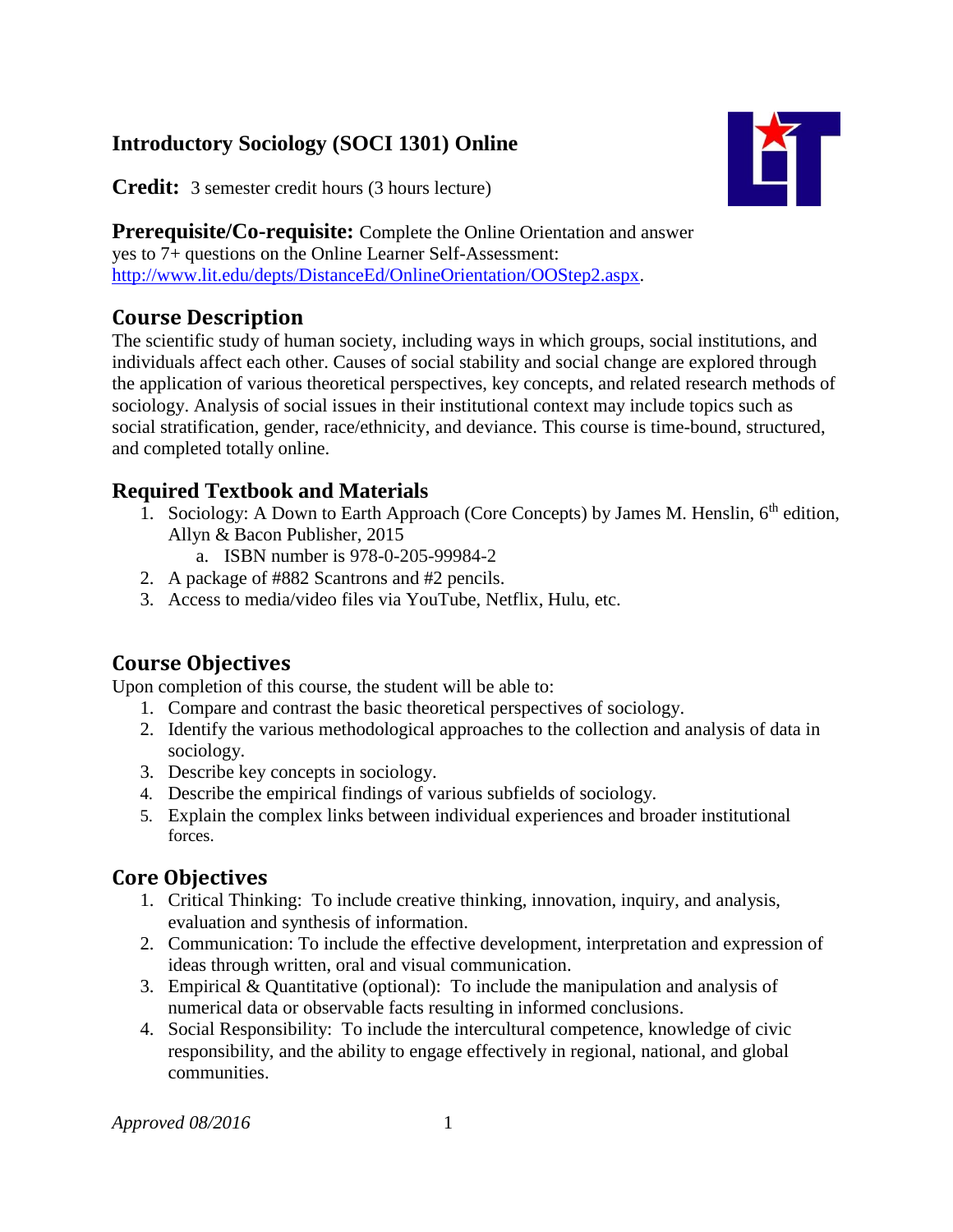# Introductory Sociology (SOCI 1301) Online

**Credit:** 3 semester credit hours (3 hours lecture)

**Prerequisite/Co-requisite:** Complete the Online Orientation and answer yes to 7+ questions on the Online Learner Self-Assessment: http://www.lit.edu/depts/DistanceEd/OnlineOrientation/OOStep2.aspx.

## Course Description

The scientific study of human society, including ways in which groups, social institutions, and individuals affect each other. Causes of social stability and social change are explored through the application of various theoretical perspectives, key concepts, and related research methods of sociology. Analysis of social issues in their institutional context may include topics such as social stratification, gender, race/ethnicity, and deviance. This course is time-bound, structured, and completed totally online.

## Required Textbook and Materials

1. Sociology: A Down to Earth Approach (Core Concepts) by James M. Henslin, 6th edition, Allyn & Bacon Publisher, 2015
   a. ISBN number is 978-0-205-99984-2
2. A package of #882 Scantrons and #2 pencils.
3. Access to media/video files via YouTube, Netflix, Hulu, etc.

## Course Objectives

Upon completion of this course, the student will be able to:

1. Compare and contrast the basic theoretical perspectives of sociology.
2. Identify the various methodological approaches to the collection and analysis of data in sociology.
3. Describe key concepts in sociology.
4. Describe the empirical findings of various subfields of sociology.
5. Explain the complex links between individual experiences and broader institutional forces.

## Core Objectives

1. Critical Thinking: To include creative thinking, innovation, inquiry, and analysis, evaluation and synthesis of information.
2. Communication: To include the effective development, interpretation and expression of ideas through written, oral and visual communication.
3. Empirical & Quantitative (optional): To include the manipulation and analysis of numerical data or observable facts resulting in informed conclusions.
4. Social Responsibility: To include the intercultural competence, knowledge of civic responsibility, and the ability to engage effectively in regional, national, and global communities.

*Approved 08/2016*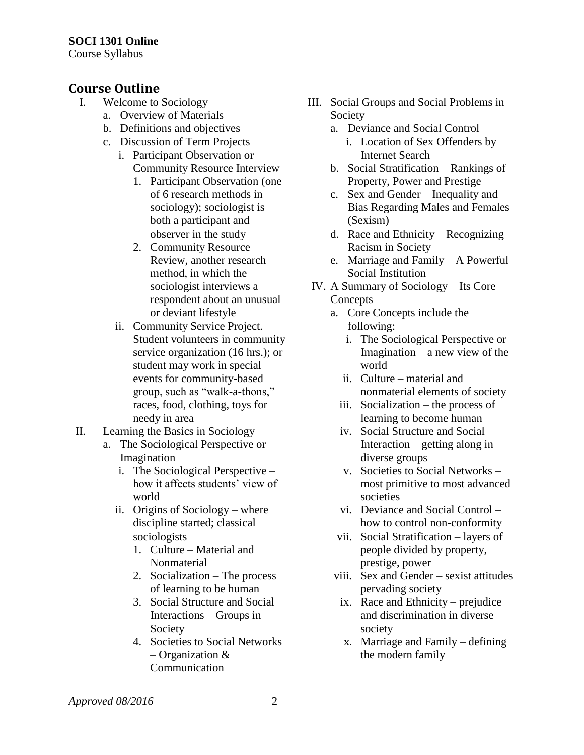## Course Outline

I. Welcome to Sociology
   a. Overview of Materials
   b. Definitions and objectives
   c. Discussion of Term Projects
      i. Participant Observation or Community Resource Interview
         1. Participant Observation (one of 6 research methods in sociology); sociologist is both a participant and observer in the study
         2. Community Resource Review, another research method, in which the sociologist interviews a respondent about an unusual or deviant lifestyle
      ii. Community Service Project. Student volunteers in community service organization (16 hrs.); or student may work in special events for community-based group, such as "walk-a-thons," races, food, clothing, toys for needy in area

II. Learning the Basics in Sociology
   a. The Sociological Perspective or Imagination
      i. The Sociological Perspective – how it affects students' view of world
      ii. Origins of Sociology – where discipline started; classical sociologists
         1. Culture – Material and Nonmaterial
         2. Socialization – The process of learning to be human
         3. Social Structure and Social Interactions – Groups in Society
         4. Societies to Social Networks – Organization & Communication

III. Social Groups and Social Problems in Society
   a. Deviance and Social Control
      i. Location of Sex Offenders by Internet Search
   b. Social Stratification – Rankings of Property, Power and Prestige
   c. Sex and Gender – Inequality and Bias Regarding Males and Females (Sexism)
   d. Race and Ethnicity – Recognizing Racism in Society
   e. Marriage and Family – A Powerful Social Institution

IV. A Summary of Sociology – Its Core Concepts
   a. Core Concepts include the following:
      i. The Sociological Perspective or Imagination – a new view of the world
      ii. Culture – material and nonmaterial elements of society
      iii. Socialization – the process of learning to become human
      iv. Social Structure and Social Interaction – getting along in diverse groups
      v. Societies to Social Networks – most primitive to most advanced societies
      vi. Deviance and Social Control – how to control non-conformity
      vii. Social Stratification – layers of people divided by property, prestige, power
      viii. Sex and Gender – sexist attitudes pervading society
      ix. Race and Ethnicity – prejudice and discrimination in diverse society
      x. Marriage and Family – defining the modern family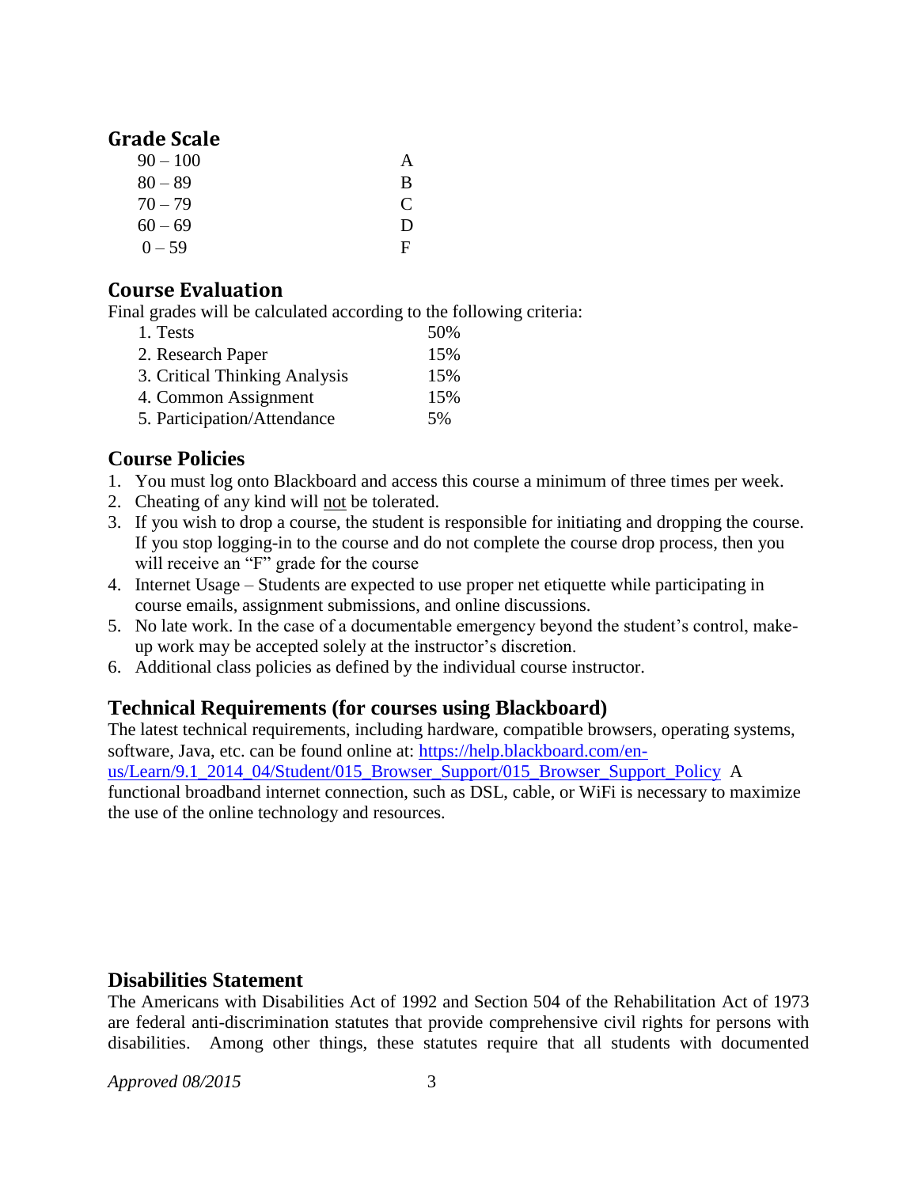## Grade Scale

| Range | Grade |
|---|---|
| 90 – 100 | A |
| 80 – 89 | B |
| 70 – 79 | C |
| 60 – 69 | D |
| 0 – 59 | F |

## Course Evaluation

Final grades will be calculated according to the following criteria:

| Criteria | Weight |
|---|---|
| 1. Tests | 50% |
| 2. Research Paper | 15% |
| 3. Critical Thinking Analysis | 15% |
| 4. Common Assignment | 15% |
| 5. Participation/Attendance | 5% |

## Course Policies

1. You must log onto Blackboard and access this course a minimum of three times per week.
2. Cheating of any kind will not be tolerated.
3. If you wish to drop a course, the student is responsible for initiating and dropping the course. If you stop logging-in to the course and do not complete the course drop process, then you will receive an "F" grade for the course
4. Internet Usage – Students are expected to use proper net etiquette while participating in course emails, assignment submissions, and online discussions.
5. No late work. In the case of a documentable emergency beyond the student's control, make-up work may be accepted solely at the instructor's discretion.
6. Additional class policies as defined by the individual course instructor.

## Technical Requirements (for courses using Blackboard)

The latest technical requirements, including hardware, compatible browsers, operating systems, software, Java, etc. can be found online at: https://help.blackboard.com/en-us/Learn/9.1_2014_04/Student/015_Browser_Support/015_Browser_Support_Policy A functional broadband internet connection, such as DSL, cable, or WiFi is necessary to maximize the use of the online technology and resources.

## Disabilities Statement

The Americans with Disabilities Act of 1992 and Section 504 of the Rehabilitation Act of 1973 are federal anti-discrimination statutes that provide comprehensive civil rights for persons with disabilities. Among other things, these statutes require that all students with documented

*Approved 08/2015*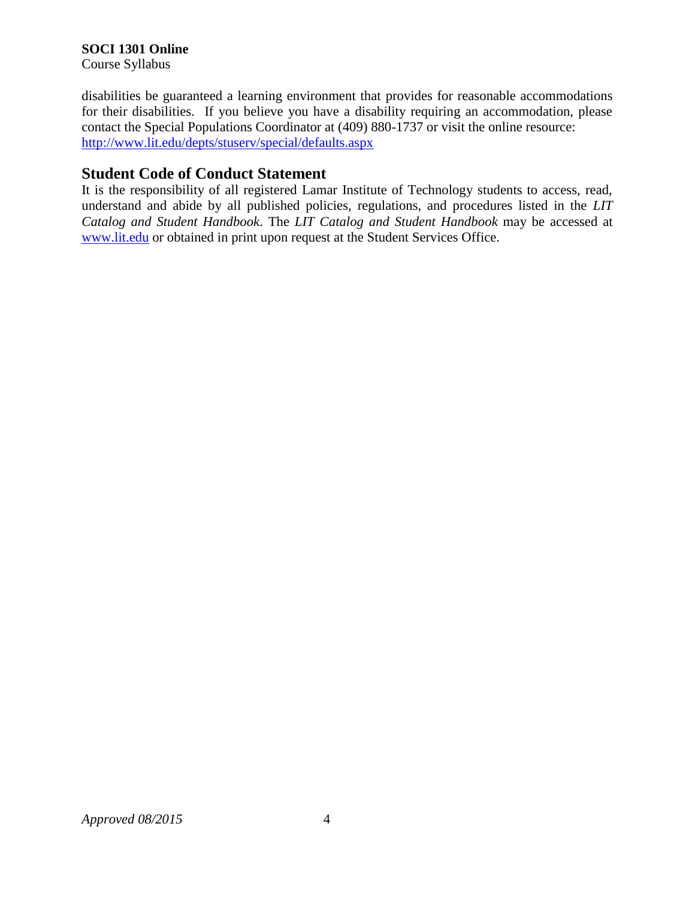disabilities be guaranteed a learning environment that provides for reasonable accommodations for their disabilities. If you believe you have a disability requiring an accommodation, please contact the Special Populations Coordinator at (409) 880-1737 or visit the online resource: http://www.lit.edu/depts/stuserv/special/defaults.aspx

## Student Code of Conduct Statement

It is the responsibility of all registered Lamar Institute of Technology students to access, read, understand and abide by all published policies, regulations, and procedures listed in the *LIT Catalog and Student Handbook*. The *LIT Catalog and Student Handbook* may be accessed at www.lit.edu or obtained in print upon request at the Student Services Office.